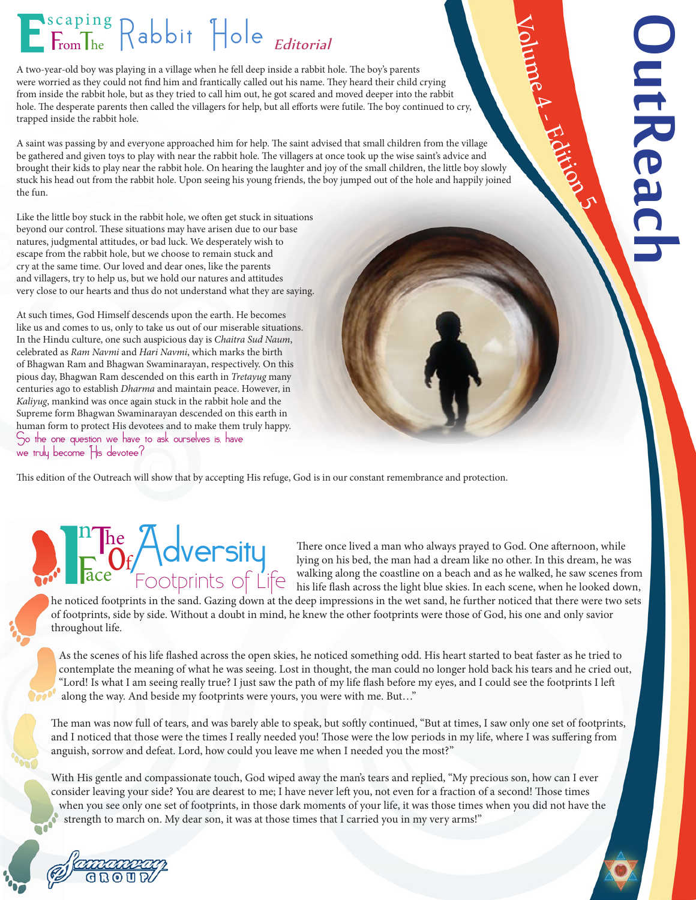# Escaping From The Rabbit Hole *Editorial*

A two-year-old boy was playing in a village when he fell deep inside a rabbit hole. The boy's parents were worried as they could not find him and frantically called out his name. They heard their child crying from inside the rabbit hole, but as they tried to call him out, he got scared and moved deeper into the rabbit hole. The desperate parents then called the villagers for help, but all efforts were futile. The boy continued to cry, trapped inside the rabbit hole.

A saint was passing by and everyone approached him for help. The saint advised that small children from the village be gathered and given toys to play with near the rabbit hole. The villagers at once took up the wise saint's advice and brought their kids to play near the rabbit hole. On hearing the laughter and joy of the small children, the little boy slowly stuck his head out from the rabbit hole. Upon seeing his young friends, the boy jumped out of the hole and happily joined the fun.

Like the little boy stuck in the rabbit hole, we often get stuck in situations beyond our control. These situations may have arisen due to our base natures, judgmental attitudes, or bad luck. We desperately wish to escape from the rabbit hole, but we choose to remain stuck and cry at the same time. Our loved and dear ones, like the parents and villagers, try to help us, but we hold our natures and attitudes very close to our hearts and thus do not understand what they are saying.

At such times, God Himself descends upon the earth. He becomes like us and comes to us, only to take us out of our miserable situations. In the Hindu culture, one such auspicious day is *Chaitra Sud Naum*, celebrated as *Ram Navmi* and *Hari Navmi*, which marks the birth of Bhagwan Ram and Bhagwan Swaminarayan, respectively. On this pious day, Bhagwan Ram descended on this earth in *Tretayug* many centuries ago to establish *Dharma* and maintain peace. However, in *Kaliyug*, mankind was once again stuck in the rabbit hole and the Supreme form Bhagwan Swaminarayan descended on this earth in human form to protect His devotees and to make them truly happy. So the one question we have to ask ourselves is, have we truly become His devotee?

This edition of the Outreach will show that by accepting His refuge, God is in our constant remembrance and protection.

# In The Face Of Adversity
## Footprints of Life

There once lived a man who always prayed to God. One afternoon, while lying on his bed, the man had a dream like no other. In this dream, he was walking along the coastline on a beach and as he walked, he saw scenes from his life flash across the light blue skies. In each scene, when he looked down, he noticed footprints in the sand. Gazing down at the deep impressions in the wet sand, he further noticed that there were two sets of footprints, side by side. Without a doubt in mind, he knew the other footprints were those of God, his one and only savior throughout life.

As the scenes of his life flashed across the open skies, he noticed something odd. His heart started to beat faster as he tried to contemplate the meaning of what he was seeing. Lost in thought, the man could no longer hold back his tears and he cried out, "Lord! Is what I am seeing really true? I just saw the path of my life flash before my eyes, and I could see the footprints I left along the way. And beside my footprints were yours, you were with me. But…"

The man was now full of tears, and was barely able to speak, but softly continued, "But at times, I saw only one set of footprints, and I noticed that those were the times I really needed you! Those were the low periods in my life, where I was suffering from anguish, sorrow and defeat. Lord, how could you leave me when I needed you the most?"

With His gentle and compassionate touch, God wiped away the man's tears and replied, "My precious son, how can I ever consider leaving your side? You are dearest to me; I have never left you, not even for a fraction of a second! Those times when you see only one set of footprints, in those dark moments of your life, it was those times when you did not have the strength to march on. My dear son, it was at those times that I carried you in my very arms!"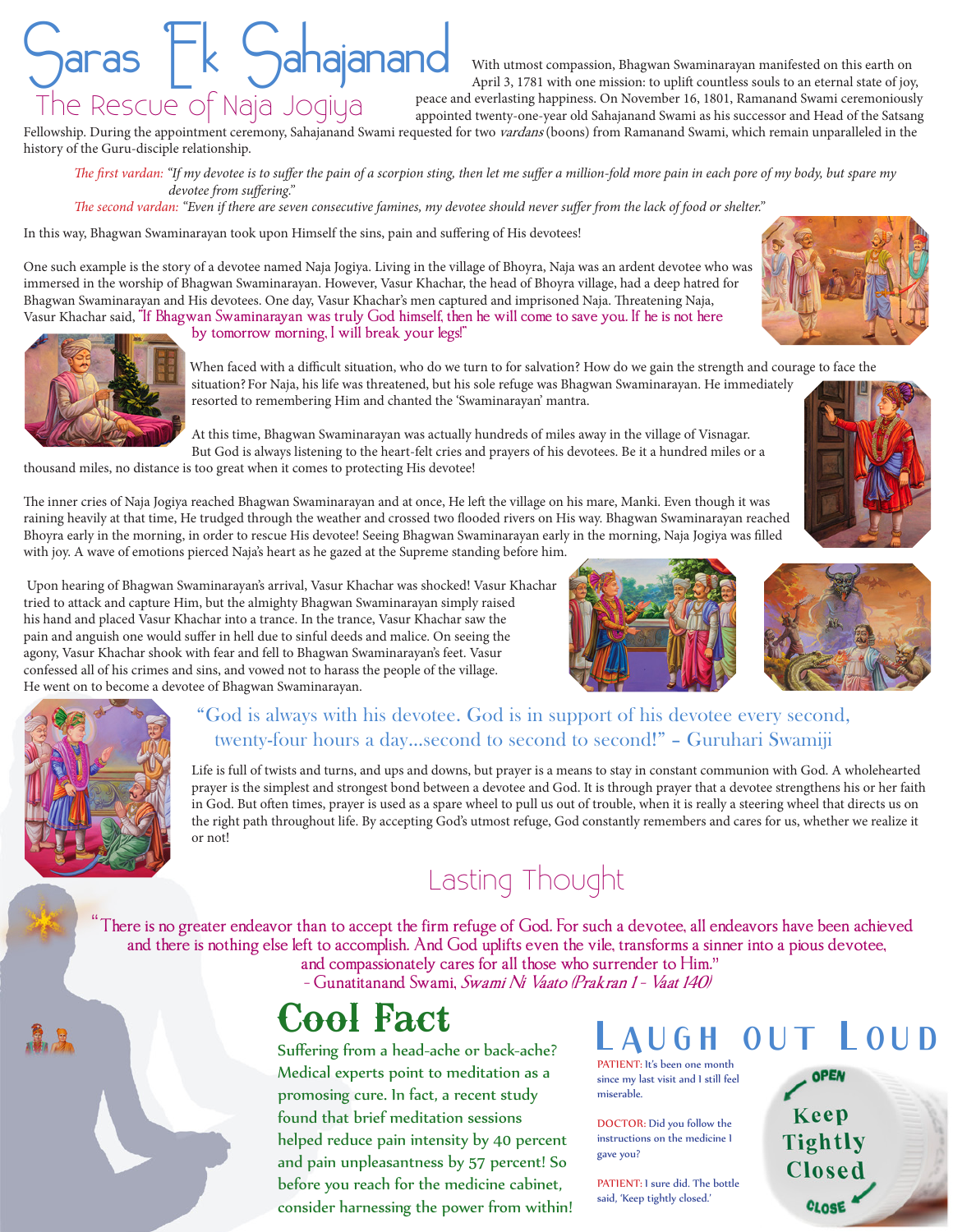# Saras Ek Sahajanand

## The Rescue of Naja Jogiya

With utmost compassion, Bhagwan Swaminarayan manifested on this earth on April 3, 1781 with one mission: to uplift countless souls to an eternal state of joy, peace and everlasting happiness. On November 16, 1801, Ramanand Swami ceremoniously appointed twenty-one-year old Sahajanand Swami as his successor and Head of the Satsang Fellowship. During the appointment ceremony, Sahajanand Swami requested for two *vardans* (boons) from Ramanand Swami, which remain unparalleled in the history of the Guru-disciple relationship.

*The first vardan: "If my devotee is to suffer the pain of a scorpion sting, then let me suffer a million-fold more pain in each pore of my body, but spare my devotee from suffering."*

*The second vardan: "Even if there are seven consecutive famines, my devotee should never suffer from the lack of food or shelter."*

In this way, Bhagwan Swaminarayan took upon Himself the sins, pain and suffering of His devotees!

One such example is the story of a devotee named Naja Jogiya. Living in the village of Bhoyra, Naja was an ardent devotee who was immersed in the worship of Bhagwan Swaminarayan. However, Vasur Khachar, the head of Bhoyra village, had a deep hatred for Bhagwan Swaminarayan and His devotees. One day, Vasur Khachar's men captured and imprisoned Naja. Threatening Naja, Vasur Khachar said, "If Bhagwan Swaminarayan was truly God himself, then he will come to save you. If he is not here by tomorrow morning, I will break your legs!"

When faced with a difficult situation, who do we turn to for salvation? How do we gain the strength and courage to face the situation? For Naja, his life was threatened, but his sole refuge was Bhagwan Swaminarayan. He immediately resorted to remembering Him and chanted the 'Swaminarayan' mantra.

At this time, Bhagwan Swaminarayan was actually hundreds of miles away in the village of Visnagar. But God is always listening to the heart-felt cries and prayers of his devotees. Be it a hundred miles or a thousand miles, no distance is too great when it comes to protecting His devotee!

The inner cries of Naja Jogiya reached Bhagwan Swaminarayan and at once, He left the village on his mare, Manki. Even though it was raining heavily at that time, He trudged through the weather and crossed two flooded rivers on His way. Bhagwan Swaminarayan reached Bhoyra early in the morning, in order to rescue His devotee! Seeing Bhagwan Swaminarayan early in the morning, Naja Jogiya was filled with joy. A wave of emotions pierced Naja's heart as he gazed at the Supreme standing before him.

Upon hearing of Bhagwan Swaminarayan's arrival, Vasur Khachar was shocked! Vasur Khachar tried to attack and capture Him, but the almighty Bhagwan Swaminarayan simply raised his hand and placed Vasur Khachar into a trance. In the trance, Vasur Khachar saw the pain and anguish one would suffer in hell due to sinful deeds and malice. On seeing the agony, Vasur Khachar shook with fear and fell to Bhagwan Swaminarayan's feet. Vasur confessed all of his crimes and sins, and vowed not to harass the people of the village. He went on to become a devotee of Bhagwan Swaminarayan.

"God is always with his devotee. God is in support of his devotee every second, twenty-four hours a day...second to second to second!" – Guruhari Swamiji

Life is full of twists and turns, and ups and downs, but prayer is a means to stay in constant communion with God. A wholehearted prayer is the simplest and strongest bond between a devotee and God. It is through prayer that a devotee strengthens his or her faith in God. But often times, prayer is used as a spare wheel to pull us out of trouble, when it is really a steering wheel that directs us on the right path throughout life. By accepting God's utmost refuge, God constantly remembers and cares for us, whether we realize it or not!

## Lasting Thought

"There is no greater endeavor than to accept the firm refuge of God. For such a devotee, all endeavors have been achieved and there is nothing else left to accomplish. And God uplifts even the vile, transforms a sinner into a pious devotee, and compassionately cares for all those who surrender to Him."
– Gunatitanand Swami, *Swami Ni Vaato (Prakran 1 - Vaat 140)*

## Cool Fact

Suffering from a head-ache or back-ache? Medical experts point to meditation as a promosing cure. In fact, a recent study found that brief meditation sessions helped reduce pain intensity by 40 percent and pain unpleasantness by 57 percent! So before you reach for the medicine cabinet, consider harnessing the power from within!

## Laugh Out Loud

PATIENT: It's been one month since my last visit and I still feel miserable.

DOCTOR: Did you follow the instructions on the medicine I gave you?

PATIENT: I sure did. The bottle said, 'Keep tightly closed.'

OPEN
Keep Tightly Closed
CLOSE